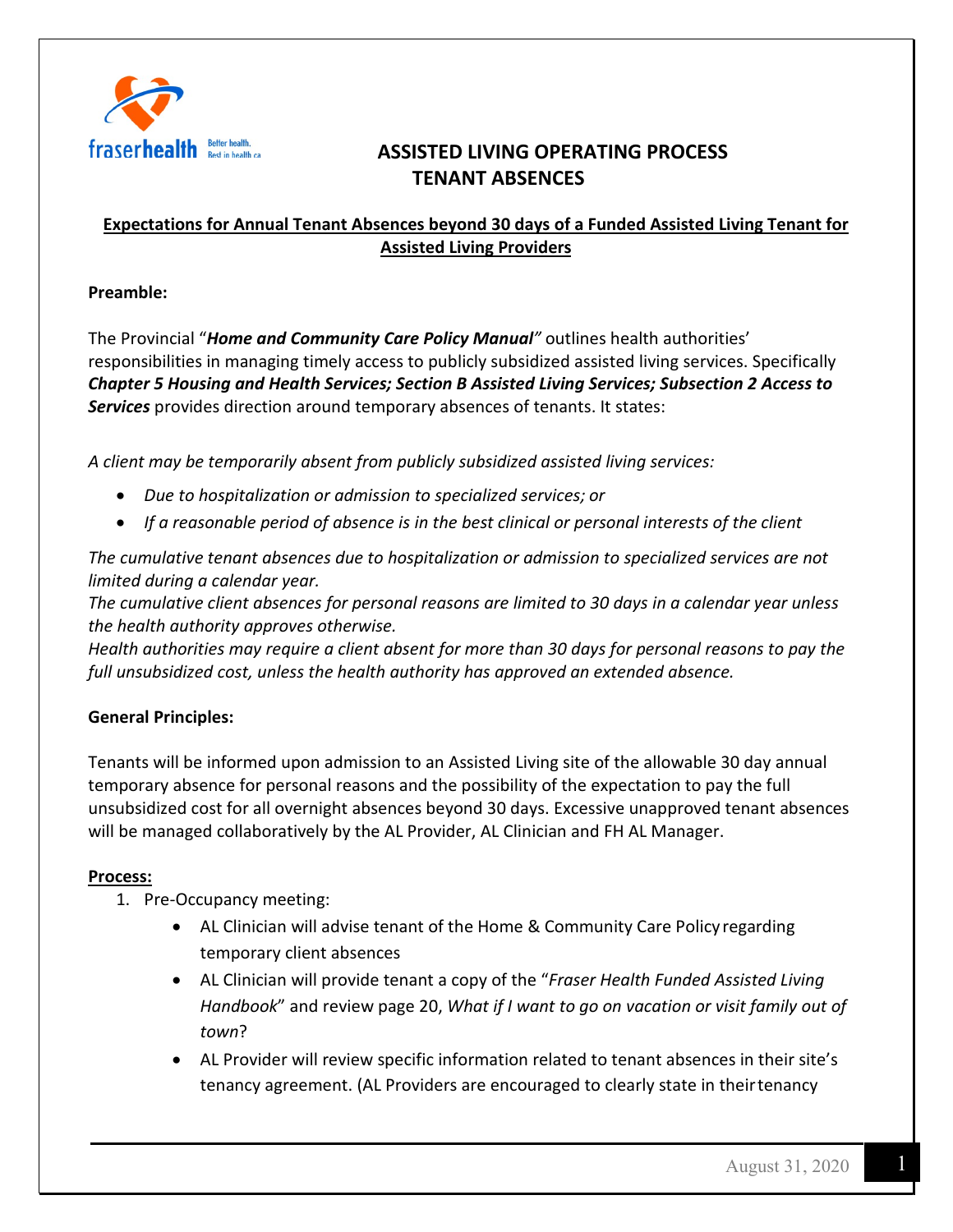# ASSISTED LIVING OPERATING PROCESS
# TENANT ABSENCES

**Expectations for Annual Tenant Absences beyond 30 days of a Funded Assisted Living Tenant for Assisted Living Providers**

**Preamble:**

The Provincial "***Home and Community Care Policy Manual***" outlines health authorities' responsibilities in managing timely access to publicly subsidized assisted living services. Specifically ***Chapter 5 Housing and Health Services; Section B Assisted Living Services; Subsection 2 Access to Services*** provides direction around temporary absences of tenants. It states:

*A client may be temporarily absent from publicly subsidized assisted living services:*

- *Due to hospitalization or admission to specialized services; or*
- *If a reasonable period of absence is in the best clinical or personal interests of the client*

*The cumulative tenant absences due to hospitalization or admission to specialized services are not limited during a calendar year.*
*The cumulative client absences for personal reasons are limited to 30 days in a calendar year unless the health authority approves otherwise.*
*Health authorities may require a client absent for more than 30 days for personal reasons to pay the full unsubsidized cost, unless the health authority has approved an extended absence.*

**General Principles:**

Tenants will be informed upon admission to an Assisted Living site of the allowable 30 day annual temporary absence for personal reasons and the possibility of the expectation to pay the full unsubsidized cost for all overnight absences beyond 30 days. Excessive unapproved tenant absences will be managed collaboratively by the AL Provider, AL Clinician and FH AL Manager.

**Process:**

1. Pre-Occupancy meeting:
   - AL Clinician will advise tenant of the Home & Community Care Policy regarding temporary client absences
   - AL Clinician will provide tenant a copy of the "*Fraser Health Funded Assisted Living Handbook*" and review page 20, *What if I want to go on vacation or visit family out of town*?
   - AL Provider will review specific information related to tenant absences in their site's tenancy agreement. (AL Providers are encouraged to clearly state in their tenancy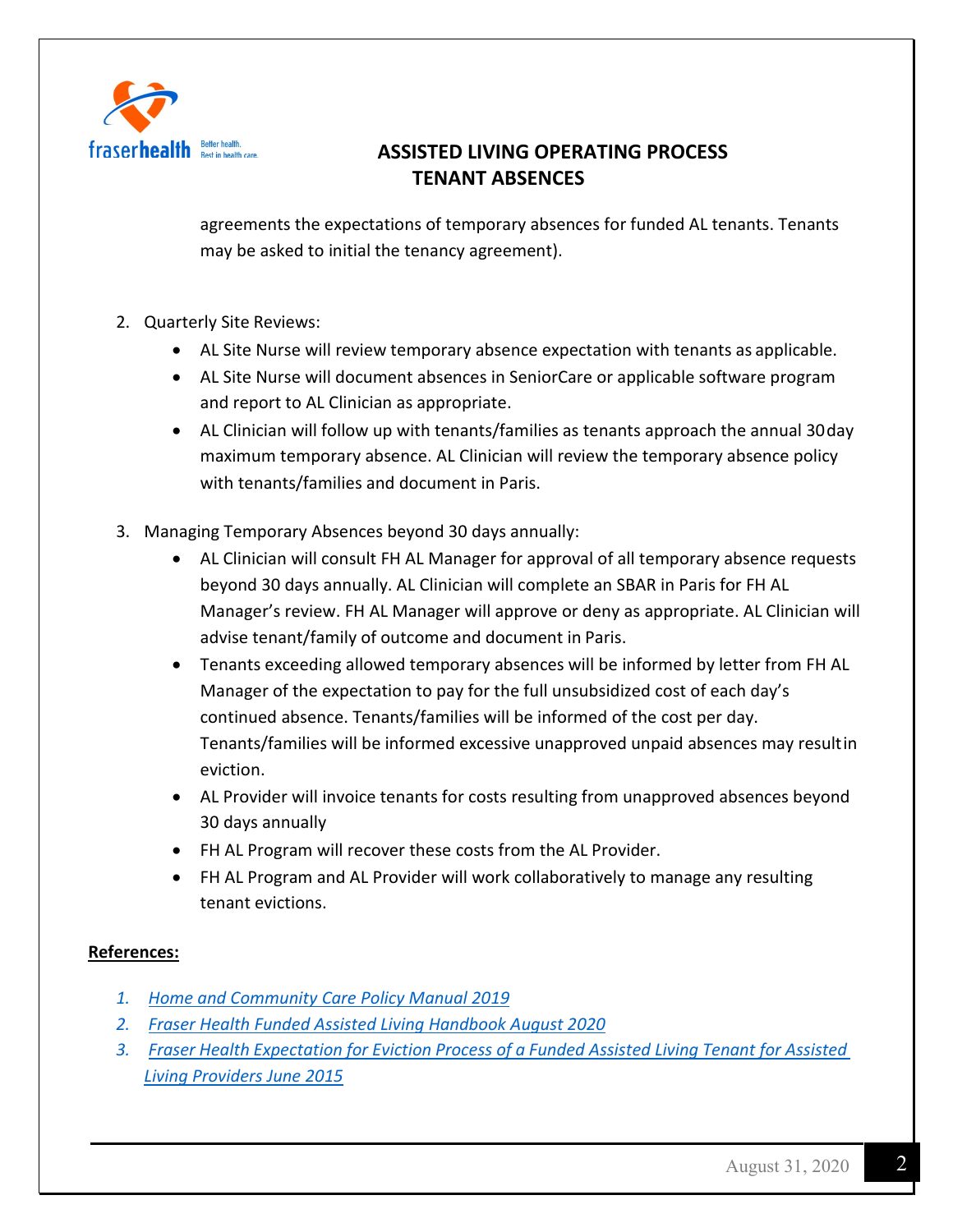agreements the expectations of temporary absences for funded AL tenants. Tenants may be asked to initial the tenancy agreement).

2. Quarterly Site Reviews:
   - AL Site Nurse will review temporary absence expectation with tenants as applicable.
   - AL Site Nurse will document absences in SeniorCare or applicable software program and report to AL Clinician as appropriate.
   - AL Clinician will follow up with tenants/families as tenants approach the annual 30 day maximum temporary absence. AL Clinician will review the temporary absence policy with tenants/families and document in Paris.

3. Managing Temporary Absences beyond 30 days annually:
   - AL Clinician will consult FH AL Manager for approval of all temporary absence requests beyond 30 days annually. AL Clinician will complete an SBAR in Paris for FH AL Manager's review. FH AL Manager will approve or deny as appropriate. AL Clinician will advise tenant/family of outcome and document in Paris.
   - Tenants exceeding allowed temporary absences will be informed by letter from FH AL Manager of the expectation to pay for the full unsubsidized cost of each day's continued absence. Tenants/families will be informed of the cost per day. Tenants/families will be informed excessive unapproved unpaid absences may result in eviction.
   - AL Provider will invoice tenants for costs resulting from unapproved absences beyond 30 days annually
   - FH AL Program will recover these costs from the AL Provider.
   - FH AL Program and AL Provider will work collaboratively to manage any resulting tenant evictions.

**References:**

1. *Home and Community Care Policy Manual 2019*
2. *Fraser Health Funded Assisted Living Handbook August 2020*
3. *Fraser Health Expectation for Eviction Process of a Funded Assisted Living Tenant for Assisted Living Providers June 2015*